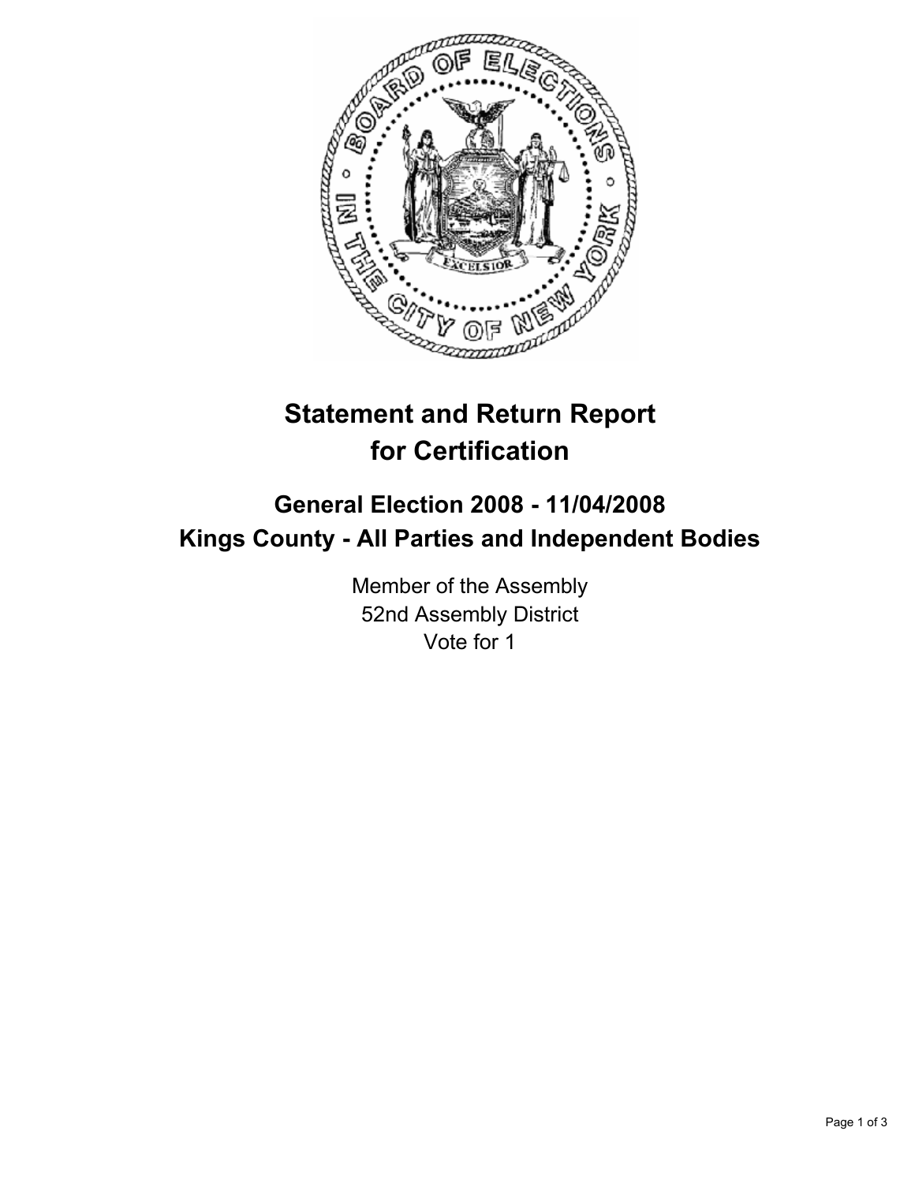# Statement and Return Report for Certification

## General Election 2008 - 11/04/2008
## Kings County - All Parties and Independent Bodies

Member of the Assembly
52nd Assembly District
Vote for 1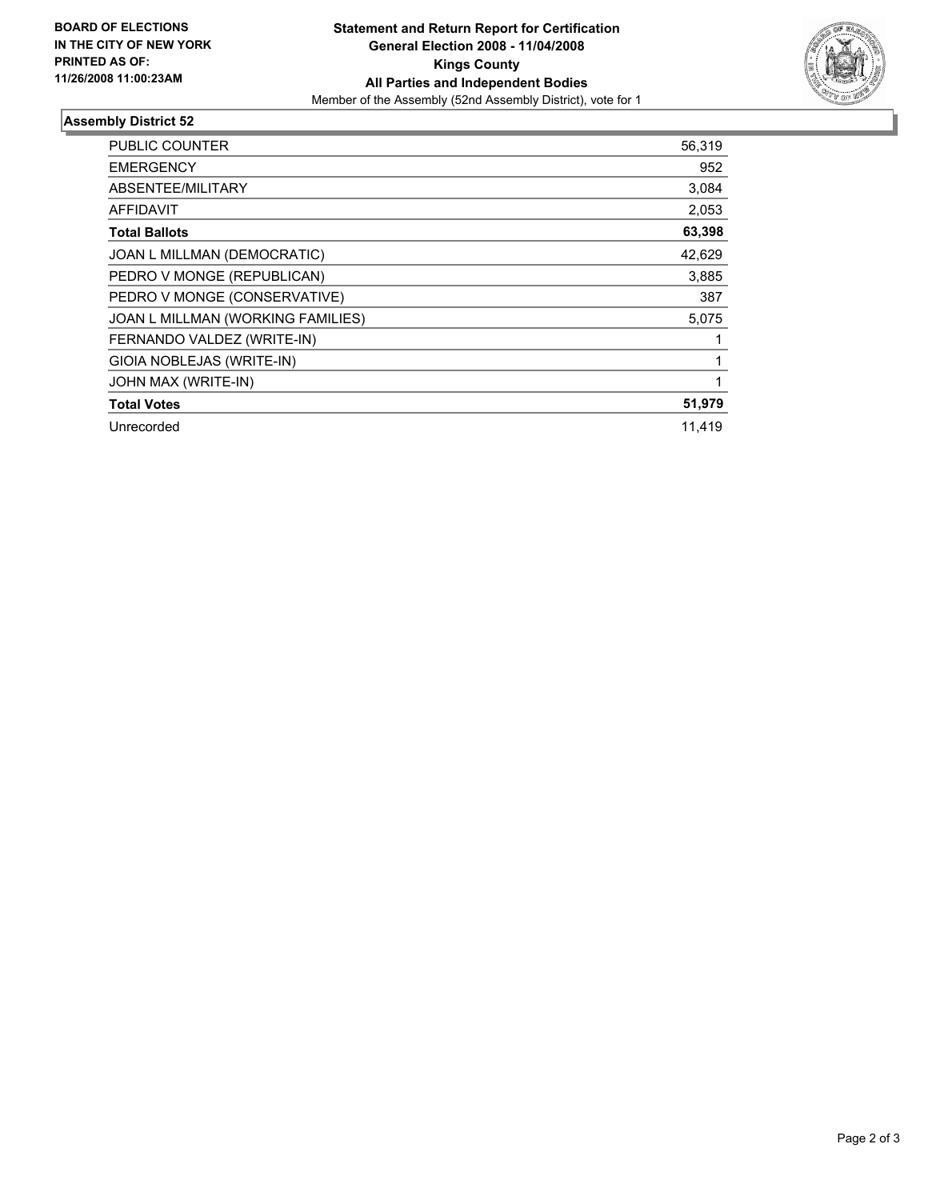**BOARD OF ELECTIONS IN THE CITY OF NEW YORK PRINTED AS OF: 11/26/2008 11:00:23AM**

**Statement and Return Report for Certification**
**General Election 2008 - 11/04/2008**
**Kings County**
**All Parties and Independent Bodies**
Member of the Assembly (52nd Assembly District), vote for 1

## Assembly District 52

| | |
|---|---|
| PUBLIC COUNTER | 56,319 |
| EMERGENCY | 952 |
| ABSENTEE/MILITARY | 3,084 |
| AFFIDAVIT | 2,053 |
| **Total Ballots** | **63,398** |
| JOAN L MILLMAN (DEMOCRATIC) | 42,629 |
| PEDRO V MONGE (REPUBLICAN) | 3,885 |
| PEDRO V MONGE (CONSERVATIVE) | 387 |
| JOAN L MILLMAN (WORKING FAMILIES) | 5,075 |
| FERNANDO VALDEZ (WRITE-IN) | 1 |
| GIOIA NOBLEJAS (WRITE-IN) | 1 |
| JOHN MAX (WRITE-IN) | 1 |
| **Total Votes** | **51,979** |
| Unrecorded | 11,419 |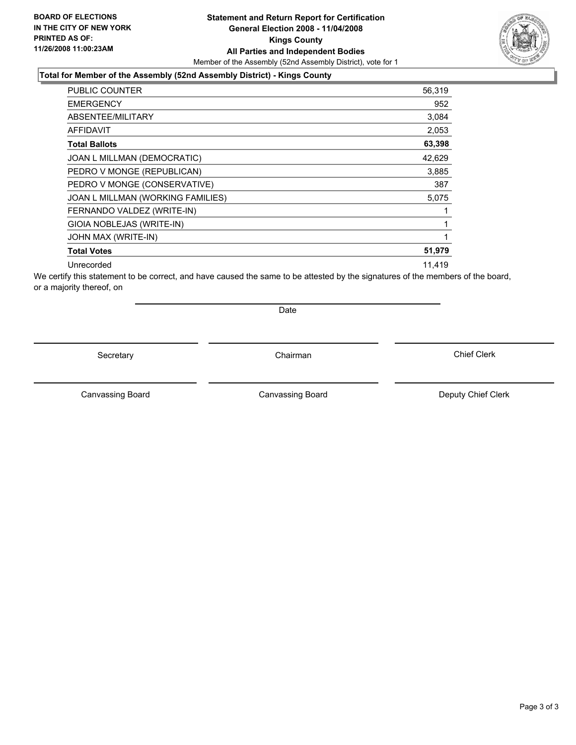**BOARD OF ELECTIONS IN THE CITY OF NEW YORK PRINTED AS OF: 11/26/2008 11:00:23AM**

**Statement and Return Report for Certification**
**General Election 2008 - 11/04/2008**
**Kings County**
**All Parties and Independent Bodies**
Member of the Assembly (52nd Assembly District), vote for 1

**Total for Member of the Assembly (52nd Assembly District) - Kings County**

| | |
|---|---|
| PUBLIC COUNTER | 56,319 |
| EMERGENCY | 952 |
| ABSENTEE/MILITARY | 3,084 |
| AFFIDAVIT | 2,053 |
| **Total Ballots** | **63,398** |
| JOAN L MILLMAN (DEMOCRATIC) | 42,629 |
| PEDRO V MONGE (REPUBLICAN) | 3,885 |
| PEDRO V MONGE (CONSERVATIVE) | 387 |
| JOAN L MILLMAN (WORKING FAMILIES) | 5,075 |
| FERNANDO VALDEZ (WRITE-IN) | 1 |
| GIOIA NOBLEJAS (WRITE-IN) | 1 |
| JOHN MAX (WRITE-IN) | 1 |
| **Total Votes** | **51,979** |
| Unrecorded | 11,419 |

We certify this statement to be correct, and have caused the same to be attested by the signatures of the members of the board, or a majority thereof, on

Date

Secretary

Chairman

Chief Clerk

Canvassing Board

Canvassing Board

Deputy Chief Clerk